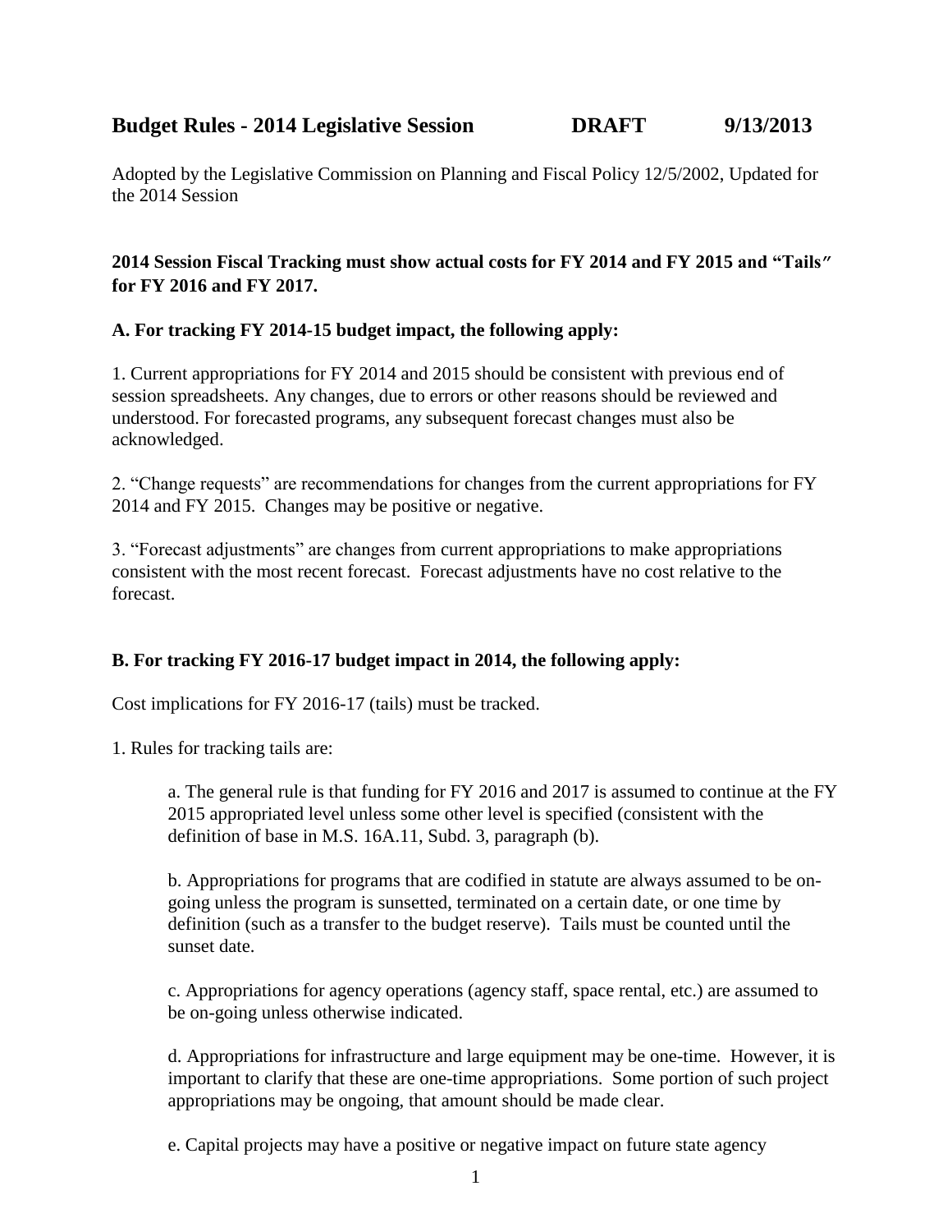# Budget Rules - 2014 Legislative Session DRAFT 9/13/2013

Adopted by the Legislative Commission on Planning and Fiscal Policy 12/5/2002, Updated for the 2014 Session

**2014 Session Fiscal Tracking must show actual costs for FY 2014 and FY 2015 and "Tails" for FY 2016 and FY 2017.**

**A. For tracking FY 2014-15 budget impact, the following apply:**

1. Current appropriations for FY 2014 and 2015 should be consistent with previous end of session spreadsheets. Any changes, due to errors or other reasons should be reviewed and understood. For forecasted programs, any subsequent forecast changes must also be acknowledged.

2. "Change requests" are recommendations for changes from the current appropriations for FY 2014 and FY 2015. Changes may be positive or negative.

3. "Forecast adjustments" are changes from current appropriations to make appropriations consistent with the most recent forecast. Forecast adjustments have no cost relative to the forecast.

**B. For tracking FY 2016-17 budget impact in 2014, the following apply:**

Cost implications for FY 2016-17 (tails) must be tracked.

1. Rules for tracking tails are:

   a. The general rule is that funding for FY 2016 and 2017 is assumed to continue at the FY 2015 appropriated level unless some other level is specified (consistent with the definition of base in M.S. 16A.11, Subd. 3, paragraph (b).

   b. Appropriations for programs that are codified in statute are always assumed to be on-going unless the program is sunsetted, terminated on a certain date, or one time by definition (such as a transfer to the budget reserve). Tails must be counted until the sunset date.

   c. Appropriations for agency operations (agency staff, space rental, etc.) are assumed to be on-going unless otherwise indicated.

   d. Appropriations for infrastructure and large equipment may be one-time. However, it is important to clarify that these are one-time appropriations. Some portion of such project appropriations may be ongoing, that amount should be made clear.

   e. Capital projects may have a positive or negative impact on future state agency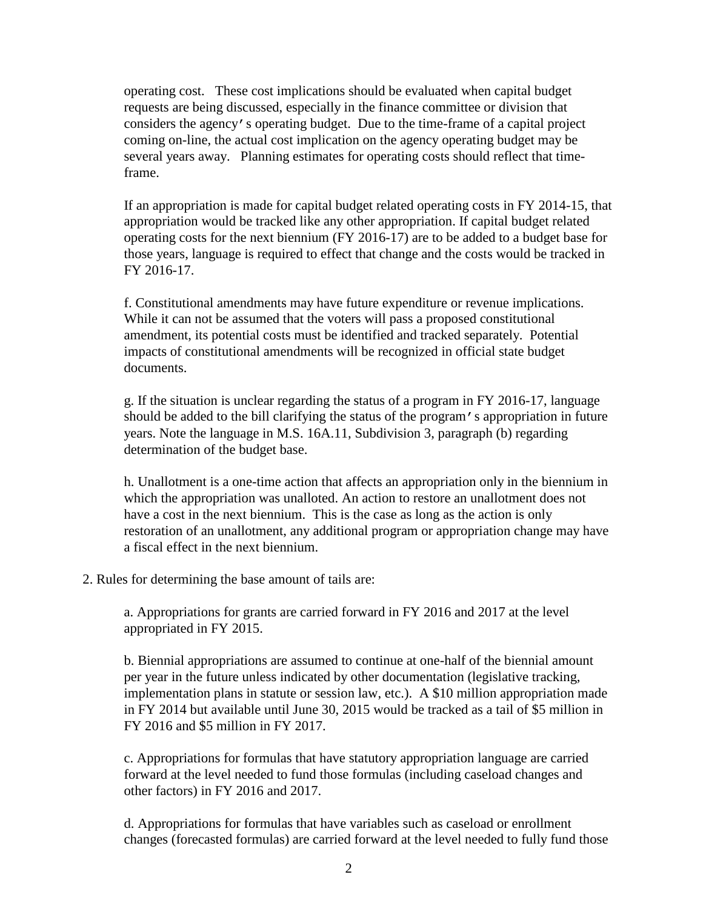operating cost. These cost implications should be evaluated when capital budget requests are being discussed, especially in the finance committee or division that considers the agency's operating budget. Due to the time-frame of a capital project coming on-line, the actual cost implication on the agency operating budget may be several years away. Planning estimates for operating costs should reflect that time-frame.

If an appropriation is made for capital budget related operating costs in FY 2014-15, that appropriation would be tracked like any other appropriation. If capital budget related operating costs for the next biennium (FY 2016-17) are to be added to a budget base for those years, language is required to effect that change and the costs would be tracked in FY 2016-17.

f. Constitutional amendments may have future expenditure or revenue implications. While it can not be assumed that the voters will pass a proposed constitutional amendment, its potential costs must be identified and tracked separately. Potential impacts of constitutional amendments will be recognized in official state budget documents.

g. If the situation is unclear regarding the status of a program in FY 2016-17, language should be added to the bill clarifying the status of the program's appropriation in future years. Note the language in M.S. 16A.11, Subdivision 3, paragraph (b) regarding determination of the budget base.

h. Unallotment is a one-time action that affects an appropriation only in the biennium in which the appropriation was unalloted. An action to restore an unallotment does not have a cost in the next biennium. This is the case as long as the action is only restoration of an unallotment, any additional program or appropriation change may have a fiscal effect in the next biennium.

2. Rules for determining the base amount of tails are:

a. Appropriations for grants are carried forward in FY 2016 and 2017 at the level appropriated in FY 2015.

b. Biennial appropriations are assumed to continue at one-half of the biennial amount per year in the future unless indicated by other documentation (legislative tracking, implementation plans in statute or session law, etc.). A $10 million appropriation made in FY 2014 but available until June 30, 2015 would be tracked as a tail of $5 million in FY 2016 and $5 million in FY 2017.

c. Appropriations for formulas that have statutory appropriation language are carried forward at the level needed to fund those formulas (including caseload changes and other factors) in FY 2016 and 2017.

d. Appropriations for formulas that have variables such as caseload or enrollment changes (forecasted formulas) are carried forward at the level needed to fully fund those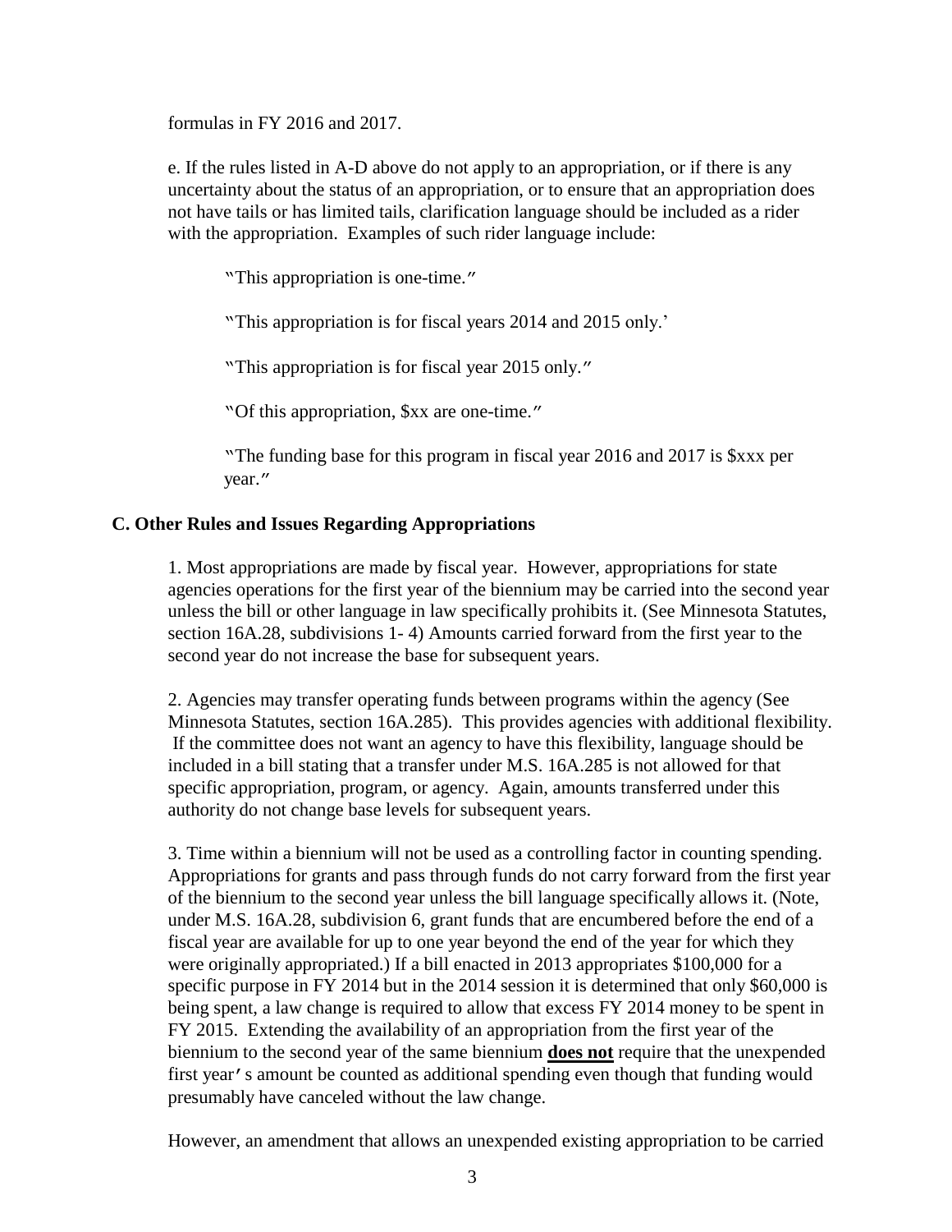formulas in FY 2016 and 2017.

e. If the rules listed in A-D above do not apply to an appropriation, or if there is any uncertainty about the status of an appropriation, or to ensure that an appropriation does not have tails or has limited tails, clarification language should be included as a rider with the appropriation. Examples of such rider language include:

> "This appropriation is one-time."
>
> "This appropriation is for fiscal years 2014 and 2015 only.'
>
> "This appropriation is for fiscal year 2015 only."
>
> "Of this appropriation, $xx are one-time."
>
> "The funding base for this program in fiscal year 2016 and 2017 is $xxx per year."

### C. Other Rules and Issues Regarding Appropriations

1. Most appropriations are made by fiscal year. However, appropriations for state agencies operations for the first year of the biennium may be carried into the second year unless the bill or other language in law specifically prohibits it. (See Minnesota Statutes, section 16A.28, subdivisions 1- 4) Amounts carried forward from the first year to the second year do not increase the base for subsequent years.

2. Agencies may transfer operating funds between programs within the agency (See Minnesota Statutes, section 16A.285). This provides agencies with additional flexibility. If the committee does not want an agency to have this flexibility, language should be included in a bill stating that a transfer under M.S. 16A.285 is not allowed for that specific appropriation, program, or agency. Again, amounts transferred under this authority do not change base levels for subsequent years.

3. Time within a biennium will not be used as a controlling factor in counting spending. Appropriations for grants and pass through funds do not carry forward from the first year of the biennium to the second year unless the bill language specifically allows it. (Note, under M.S. 16A.28, subdivision 6, grant funds that are encumbered before the end of a fiscal year are available for up to one year beyond the end of the year for which they were originally appropriated.) If a bill enacted in 2013 appropriates $100,000 for a specific purpose in FY 2014 but in the 2014 session it is determined that only $60,000 is being spent, a law change is required to allow that excess FY 2014 money to be spent in FY 2015. Extending the availability of an appropriation from the first year of the biennium to the second year of the same biennium **<u>does not</u>** require that the unexpended first year's amount be counted as additional spending even though that funding would presumably have canceled without the law change.

However, an amendment that allows an unexpended existing appropriation to be carried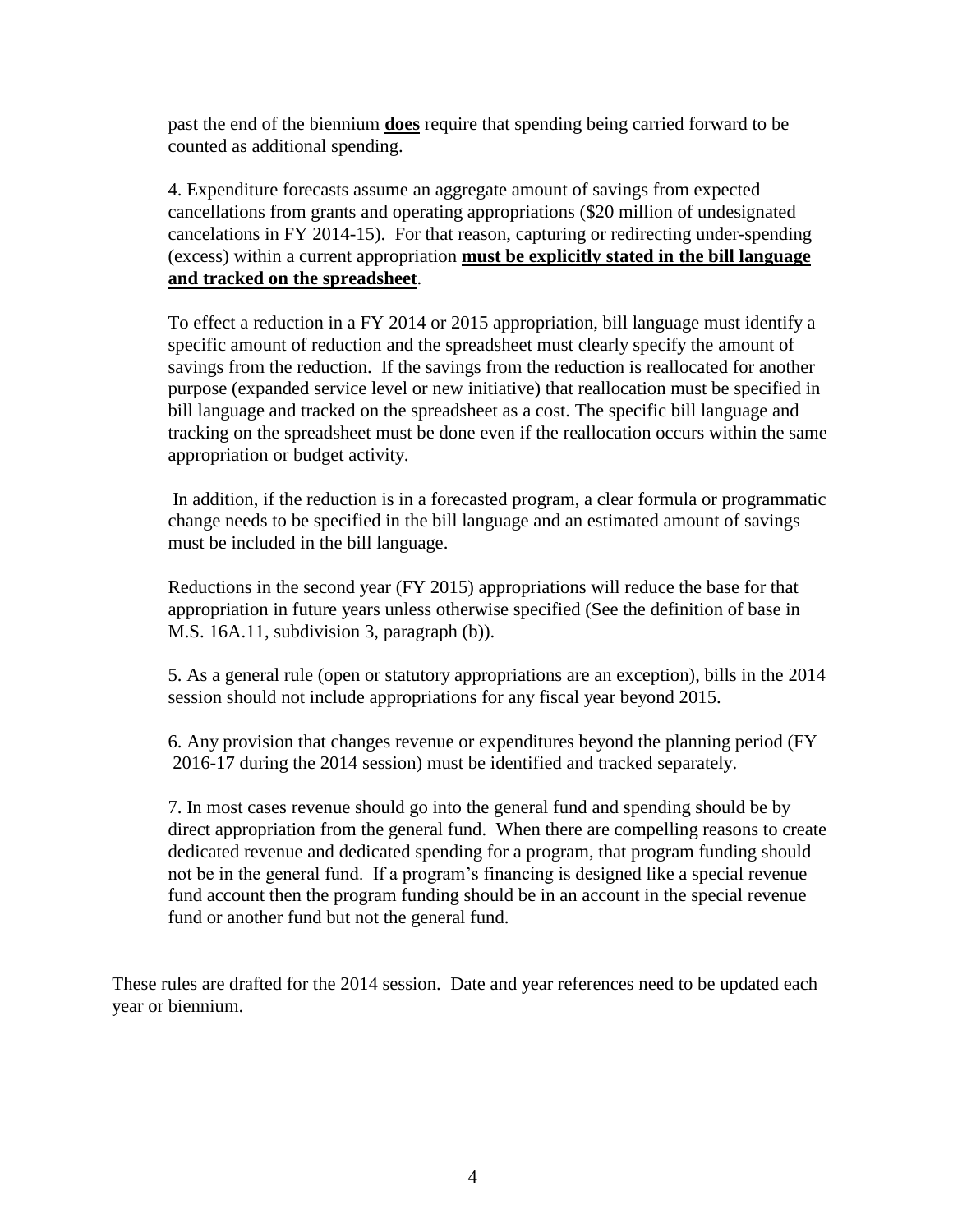past the end of the biennium **does** require that spending being carried forward to be counted as additional spending.

4. Expenditure forecasts assume an aggregate amount of savings from expected cancellations from grants and operating appropriations ($20 million of undesignated cancelations in FY 2014-15). For that reason, capturing or redirecting under-spending (excess) within a current appropriation **must be explicitly stated in the bill language and tracked on the spreadsheet**.

To effect a reduction in a FY 2014 or 2015 appropriation, bill language must identify a specific amount of reduction and the spreadsheet must clearly specify the amount of savings from the reduction. If the savings from the reduction is reallocated for another purpose (expanded service level or new initiative) that reallocation must be specified in bill language and tracked on the spreadsheet as a cost. The specific bill language and tracking on the spreadsheet must be done even if the reallocation occurs within the same appropriation or budget activity.

In addition, if the reduction is in a forecasted program, a clear formula or programmatic change needs to be specified in the bill language and an estimated amount of savings must be included in the bill language.

Reductions in the second year (FY 2015) appropriations will reduce the base for that appropriation in future years unless otherwise specified (See the definition of base in M.S. 16A.11, subdivision 3, paragraph (b)).

5. As a general rule (open or statutory appropriations are an exception), bills in the 2014 session should not include appropriations for any fiscal year beyond 2015.

6. Any provision that changes revenue or expenditures beyond the planning period (FY 2016-17 during the 2014 session) must be identified and tracked separately.

7. In most cases revenue should go into the general fund and spending should be by direct appropriation from the general fund. When there are compelling reasons to create dedicated revenue and dedicated spending for a program, that program funding should not be in the general fund. If a program's financing is designed like a special revenue fund account then the program funding should be in an account in the special revenue fund or another fund but not the general fund.

These rules are drafted for the 2014 session. Date and year references need to be updated each year or biennium.